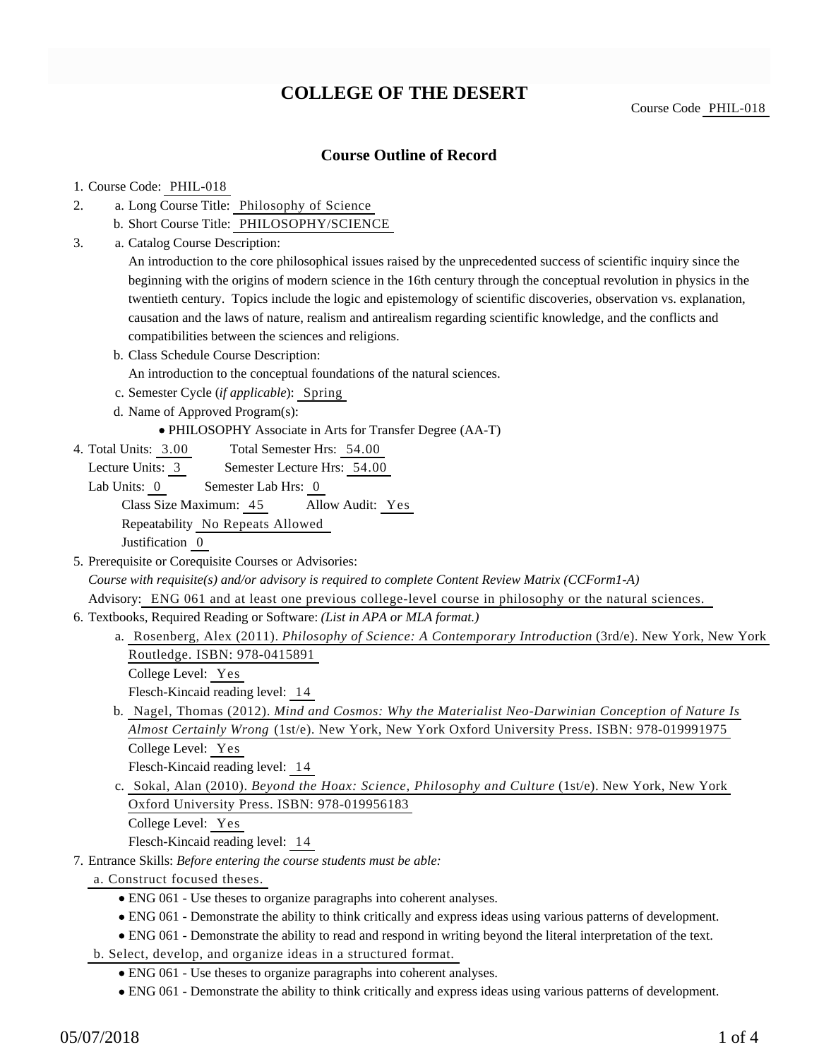# COLLEGE OF THE DESERT

Course Code PHIL-018

## Course Outline of Record

1. Course Code: PHIL-018
2. a. Long Course Title: Philosophy of Science
   b. Short Course Title: PHILOSOPHY/SCIENCE
3. a. Catalog Course Description:
   An introduction to the core philosophical issues raised by the unprecedented success of scientific inquiry since the beginning with the origins of modern science in the 16th century through the conceptual revolution in physics in the twentieth century. Topics include the logic and epistemology of scientific discoveries, observation vs. explanation, causation and the laws of nature, realism and antirealism regarding scientific knowledge, and the conflicts and compatibilities between the sciences and religions.
   b. Class Schedule Course Description:
   An introduction to the conceptual foundations of the natural sciences.
   c. Semester Cycle (*if applicable*): Spring
   d. Name of Approved Program(s):
      - PHILOSOPHY Associate in Arts for Transfer Degree (AA-T)
4. Total Units: 3.00 Total Semester Hrs: 54.00
   Lecture Units: 3 Semester Lecture Hrs: 54.00
   Lab Units: 0 Semester Lab Hrs: 0
   Class Size Maximum: 45 Allow Audit: Yes
   Repeatability No Repeats Allowed
   Justification 0
5. Prerequisite or Corequisite Courses or Advisories:
   *Course with requisite(s) and/or advisory is required to complete Content Review Matrix (CCForm1-A)*
   Advisory: ENG 061 and at least one previous college-level course in philosophy or the natural sciences.
6. Textbooks, Required Reading or Software: *(List in APA or MLA format.)*
   a. Rosenberg, Alex (2011). *Philosophy of Science: A Contemporary Introduction* (3rd/e). New York, New York Routledge. ISBN: 978-0415891
      College Level: Yes
      Flesch-Kincaid reading level: 14
   b. Nagel, Thomas (2012). *Mind and Cosmos: Why the Materialist Neo-Darwinian Conception of Nature Is Almost Certainly Wrong* (1st/e). New York, New York Oxford University Press. ISBN: 978-019991975
      College Level: Yes
      Flesch-Kincaid reading level: 14
   c. Sokal, Alan (2010). *Beyond the Hoax: Science, Philosophy and Culture* (1st/e). New York, New York Oxford University Press. ISBN: 978-019956183
      College Level: Yes
      Flesch-Kincaid reading level: 14
7. Entrance Skills: *Before entering the course students must be able:*
   a. Construct focused theses.
      - ENG 061 - Use theses to organize paragraphs into coherent analyses.
      - ENG 061 - Demonstrate the ability to think critically and express ideas using various patterns of development.
      - ENG 061 - Demonstrate the ability to read and respond in writing beyond the literal interpretation of the text.
   b. Select, develop, and organize ideas in a structured format.
      - ENG 061 - Use theses to organize paragraphs into coherent analyses.
      - ENG 061 - Demonstrate the ability to think critically and express ideas using various patterns of development.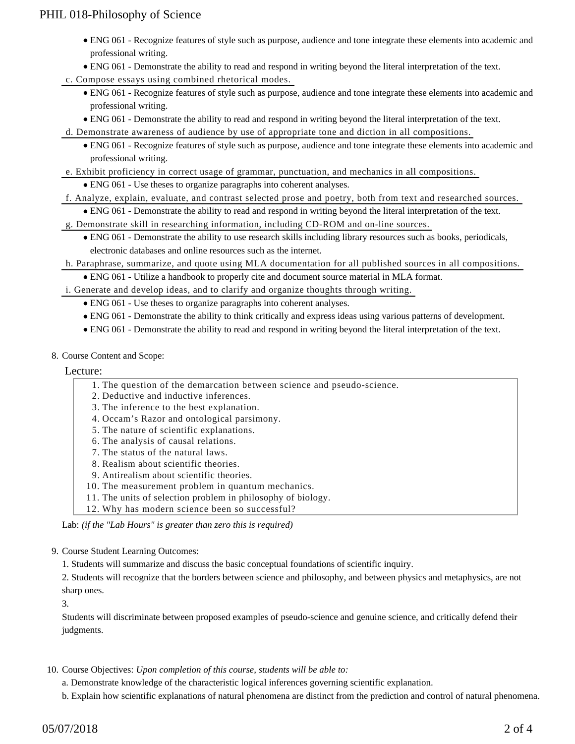- ENG 061 - Recognize features of style such as purpose, audience and tone integrate these elements into academic and professional writing.
- ENG 061 - Demonstrate the ability to read and respond in writing beyond the literal interpretation of the text.

c. Compose essays using combined rhetorical modes.

- ENG 061 - Recognize features of style such as purpose, audience and tone integrate these elements into academic and professional writing.
- ENG 061 - Demonstrate the ability to read and respond in writing beyond the literal interpretation of the text.

d. Demonstrate awareness of audience by use of appropriate tone and diction in all compositions.

- ENG 061 - Recognize features of style such as purpose, audience and tone integrate these elements into academic and professional writing.

e. Exhibit proficiency in correct usage of grammar, punctuation, and mechanics in all compositions.

- ENG 061 - Use theses to organize paragraphs into coherent analyses.

f. Analyze, explain, evaluate, and contrast selected prose and poetry, both from text and researched sources.

- ENG 061 - Demonstrate the ability to read and respond in writing beyond the literal interpretation of the text.

g. Demonstrate skill in researching information, including CD-ROM and on-line sources.

- ENG 061 - Demonstrate the ability to use research skills including library resources such as books, periodicals, electronic databases and online resources such as the internet.

h. Paraphrase, summarize, and quote using MLA documentation for all published sources in all compositions.

- ENG 061 - Utilize a handbook to properly cite and document source material in MLA format.

i. Generate and develop ideas, and to clarify and organize thoughts through writing.

- ENG 061 - Use theses to organize paragraphs into coherent analyses.
- ENG 061 - Demonstrate the ability to think critically and express ideas using various patterns of development.
- ENG 061 - Demonstrate the ability to read and respond in writing beyond the literal interpretation of the text.

8. Course Content and Scope:

Lecture:

1. The question of the demarcation between science and pseudo-science.
2. Deductive and inductive inferences.
3. The inference to the best explanation.
4. Occam's Razor and ontological parsimony.
5. The nature of scientific explanations.
6. The analysis of causal relations.
7. The status of the natural laws.
8. Realism about scientific theories.
9. Antirealism about scientific theories.
10. The measurement problem in quantum mechanics.
11. The units of selection problem in philosophy of biology.
12. Why has modern science been so successful?

Lab: *(if the "Lab Hours" is greater than zero this is required)*

9. Course Student Learning Outcomes:

1. Students will summarize and discuss the basic conceptual foundations of scientific inquiry.

2. Students will recognize that the borders between science and philosophy, and between physics and metaphysics, are not sharp ones.

3.

Students will discriminate between proposed examples of pseudo-science and genuine science, and critically defend their judgments.

10. Course Objectives: *Upon completion of this course, students will be able to:*

a. Demonstrate knowledge of the characteristic logical inferences governing scientific explanation.

b. Explain how scientific explanations of natural phenomena are distinct from the prediction and control of natural phenomena.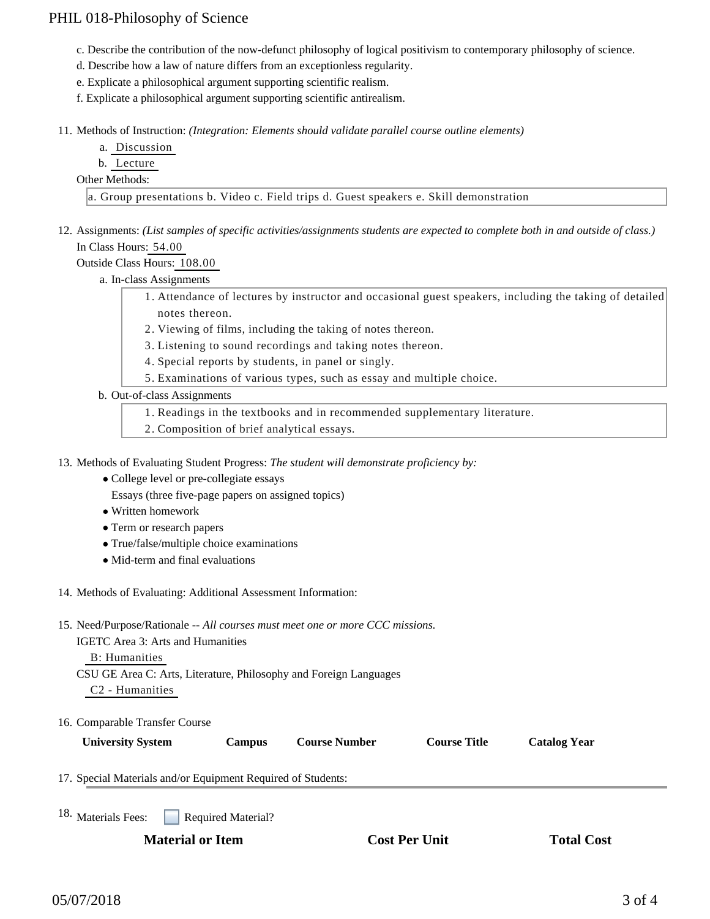c. Describe the contribution of the now-defunct philosophy of logical positivism to contemporary philosophy of science.
d. Describe how a law of nature differs from an exceptionless regularity.
e. Explicate a philosophical argument supporting scientific realism.
f. Explicate a philosophical argument supporting scientific antirealism.

11. Methods of Instruction: *(Integration: Elements should validate parallel course outline elements)*
    a. Discussion
    b. Lecture

    Other Methods:

    a. Group presentations b. Video c. Field trips d. Guest speakers e. Skill demonstration

12. Assignments: *(List samples of specific activities/assignments students are expected to complete both in and outside of class.)*

    In Class Hours: 54.00

    Outside Class Hours: 108.00

    a. In-class Assignments
        1. Attendance of lectures by instructor and occasional guest speakers, including the taking of detailed notes thereon.
        2. Viewing of films, including the taking of notes thereon.
        3. Listening to sound recordings and taking notes thereon.
        4. Special reports by students, in panel or singly.
        5. Examinations of various types, such as essay and multiple choice.

    b. Out-of-class Assignments
        1. Readings in the textbooks and in recommended supplementary literature.
        2. Composition of brief analytical essays.

13. Methods of Evaluating Student Progress: *The student will demonstrate proficiency by:*
    - College level or pre-collegiate essays
      Essays (three five-page papers on assigned topics)
    - Written homework
    - Term or research papers
    - True/false/multiple choice examinations
    - Mid-term and final evaluations

14. Methods of Evaluating: Additional Assessment Information:

15. Need/Purpose/Rationale -- *All courses must meet one or more CCC missions.*

    IGETC Area 3: Arts and Humanities

    B: Humanities

    CSU GE Area C: Arts, Literature, Philosophy and Foreign Languages

    C2 - Humanities

16. Comparable Transfer Course

| University System | Campus | Course Number | Course Title | Catalog Year |
|---|---|---|---|---|

17. Special Materials and/or Equipment Required of Students:

18. Materials Fees: ☐ Required Material?

| Material or Item | Cost Per Unit | Total Cost |
|---|---|---|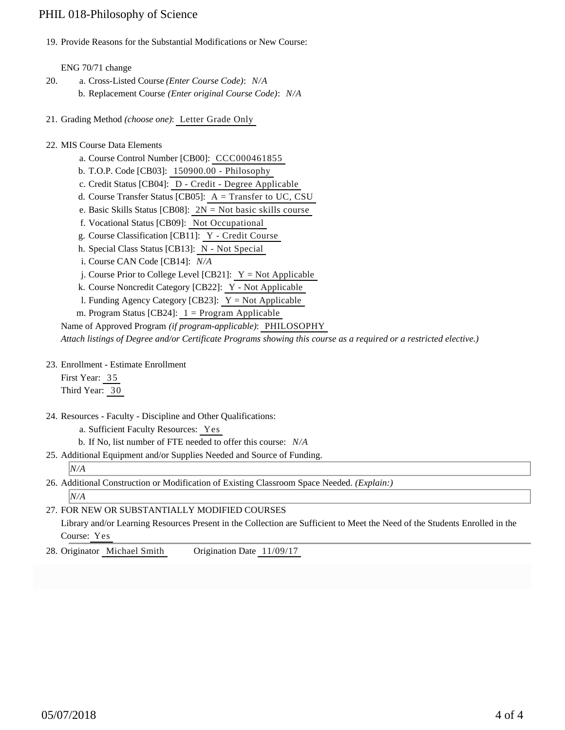19. Provide Reasons for the Substantial Modifications or New Course:

    ENG 70/71 change

20. a. Cross-Listed Course *(Enter Course Code)*: *N/A*
    b. Replacement Course *(Enter original Course Code)*: *N/A*

21. Grading Method *(choose one)*: Letter Grade Only

22. MIS Course Data Elements
    a. Course Control Number [CB00]: CCC000461855
    b. T.O.P. Code [CB03]: 150900.00 - Philosophy
    c. Credit Status [CB04]: D - Credit - Degree Applicable
    d. Course Transfer Status [CB05]: A = Transfer to UC, CSU
    e. Basic Skills Status [CB08]: 2N = Not basic skills course
    f. Vocational Status [CB09]: Not Occupational
    g. Course Classification [CB11]: Y - Credit Course
    h. Special Class Status [CB13]: N - Not Special
    i. Course CAN Code [CB14]: *N/A*
    j. Course Prior to College Level [CB21]: Y = Not Applicable
    k. Course Noncredit Category [CB22]: Y - Not Applicable
    l. Funding Agency Category [CB23]: Y = Not Applicable
    m. Program Status [CB24]: 1 = Program Applicable

    Name of Approved Program *(if program-applicable)*: PHILOSOPHY

    *Attach listings of Degree and/or Certificate Programs showing this course as a required or a restricted elective.)*

23. Enrollment - Estimate Enrollment

    First Year: 35

    Third Year: 30

24. Resources - Faculty - Discipline and Other Qualifications:
    a. Sufficient Faculty Resources: Yes
    b. If No, list number of FTE needed to offer this course: *N/A*

25. Additional Equipment and/or Supplies Needed and Source of Funding.

    *N/A*

26. Additional Construction or Modification of Existing Classroom Space Needed. *(Explain:)*

    *N/A*

27. FOR NEW OR SUBSTANTIALLY MODIFIED COURSES

    Library and/or Learning Resources Present in the Collection are Sufficient to Meet the Need of the Students Enrolled in the Course: Yes

28. Originator Michael Smith Origination Date 11/09/17